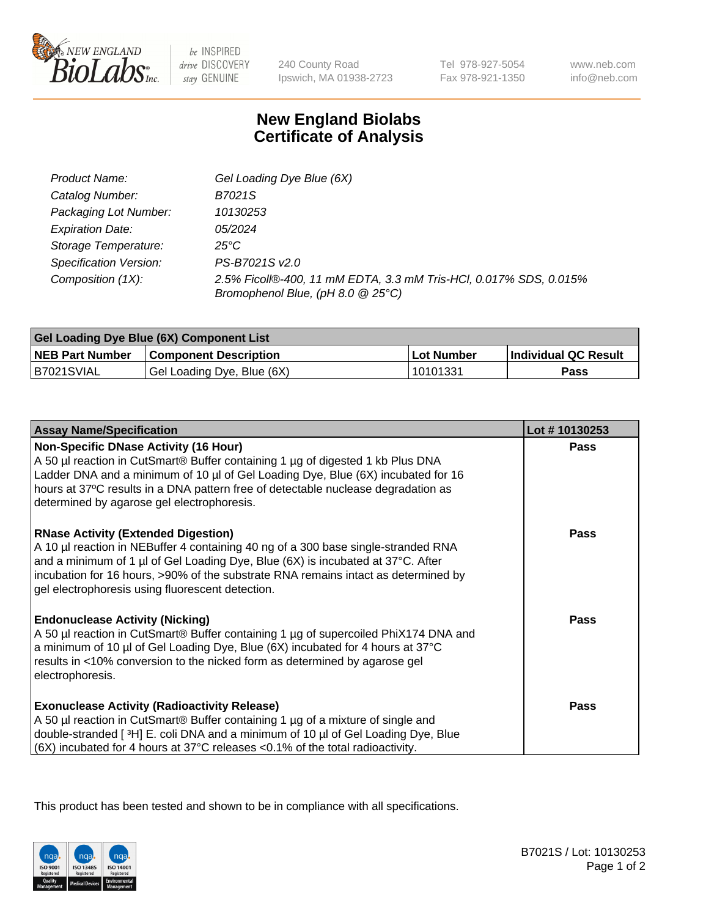# New England Biolabs
## Certificate of Analysis

| | |
|---|---|
| Product Name: | *Gel Loading Dye Blue (6X)* |
| Catalog Number: | *B7021S* |
| Packaging Lot Number: | *10130253* |
| Expiration Date: | *05/2024* |
| Storage Temperature: | *25°C* |
| Specification Version: | *PS-B7021S v2.0* |
| Composition (1X): | *2.5% Ficoll®-400, 11 mM EDTA, 3.3 mM Tris-HCl, 0.017% SDS, 0.015% Bromophenol Blue, (pH 8.0 @ 25°C)* |

| Gel Loading Dye Blue (6X) Component List | | | |
|---|---|---|---|
| **NEB Part Number** | **Component Description** | **Lot Number** | **Individual QC Result** |
| B7021SVIAL | Gel Loading Dye, Blue (6X) | 10101331 | **Pass** |

| Assay Name/Specification | Lot # 10130253 |
|---|---|
| **Non-Specific DNase Activity (16 Hour)** A 50 µl reaction in CutSmart® Buffer containing 1 µg of digested 1 kb Plus DNA Ladder DNA and a minimum of 10 µl of Gel Loading Dye, Blue (6X) incubated for 16 hours at 37ºC results in a DNA pattern free of detectable nuclease degradation as determined by agarose gel electrophoresis. | **Pass** |
| **RNase Activity (Extended Digestion)** A 10 µl reaction in NEBuffer 4 containing 40 ng of a 300 base single-stranded RNA and a minimum of 1 µl of Gel Loading Dye, Blue (6X) is incubated at 37°C. After incubation for 16 hours, >90% of the substrate RNA remains intact as determined by gel electrophoresis using fluorescent detection. | **Pass** |
| **Endonuclease Activity (Nicking)** A 50 µl reaction in CutSmart® Buffer containing 1 µg of supercoiled PhiX174 DNA and a minimum of 10 µl of Gel Loading Dye, Blue (6X) incubated for 4 hours at 37°C results in <10% conversion to the nicked form as determined by agarose gel electrophoresis. | **Pass** |
| **Exonuclease Activity (Radioactivity Release)** A 50 µl reaction in CutSmart® Buffer containing 1 µg of a mixture of single and double-stranded [$^3$H] E. coli DNA and a minimum of 10 µl of Gel Loading Dye, Blue (6X) incubated for 4 hours at 37°C releases <0.1% of the total radioactivity. | **Pass** |

This product has been tested and shown to be in compliance with all specifications.

B7021S / Lot: 10130253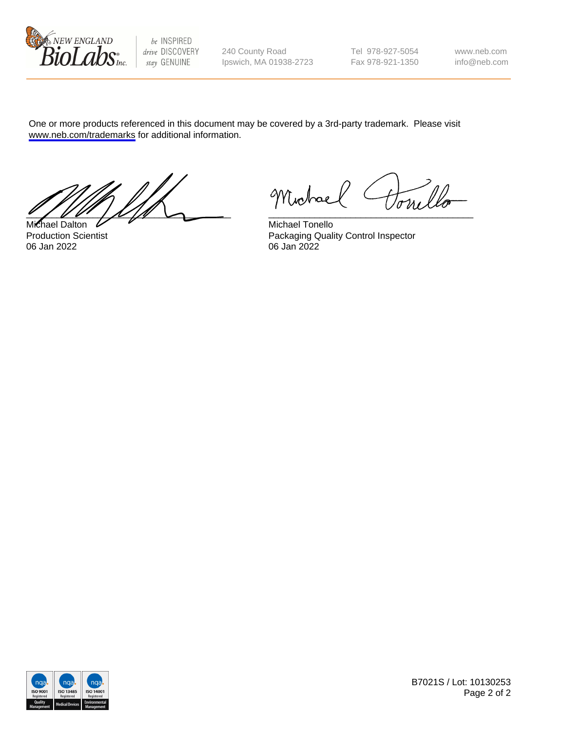One or more products referenced in this document may be covered by a 3rd-party trademark. Please visit www.neb.com/trademarks for additional information.

Michael Dalton
Production Scientist
06 Jan 2022

Michael Tonello
Packaging Quality Control Inspector
06 Jan 2022

B7021S / Lot: 10130253